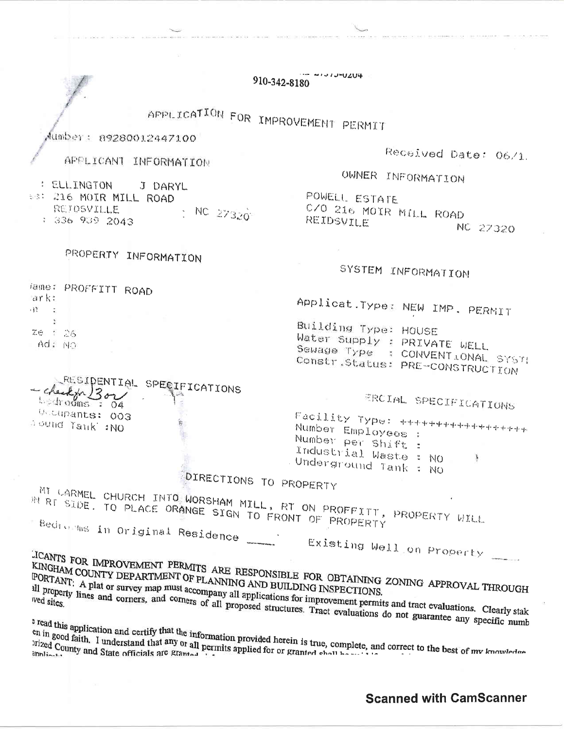~~~~-0204

910-342-8180

# APPLICATION FOR IMPROVEMENT PERMIT

Number: 89280012447100

Received Date: 06/1.

## APPLICANT INFORMATION

: ELLINGTON J DARYL
ss: 216 MOIR MILL ROAD
REIDSVILLE : NC 27320
: 336 939 2043

## OWNER INFORMATION

POWELL ESTATE
C/O 216 MOIR MILL ROAD
REIDSVILE NC 27320

## PROPERTY INFORMATION

Name: PROFFITT ROAD
ark:
n :
:
ze : 26
Ad: NO

## SYSTEM INFORMATION

Applicat.Type: NEW IMP. PERMIT

Building Type: HOUSE
Water Supply : PRIVATE WELL
Sewage Type : CONVENTIONAL SYST
Constr.Status: PRE-CONSTRUCTION

## RESIDENTIAL SPECIFICATIONS

– check for 3 or

Bedrooms : 04
Occupants: 003
Ground Tank :NO

## ERCIAL SPECIFICATIONS

Facility Type: ++++++++++++++++++
Number Employees :
Number per Shift :
Industrial Waste : NO
Underground Tank : NO

## DIRECTIONS TO PROPERTY

MT CARMEL CHURCH INTO WORSHAM MILL, RT ON PROFFITT, PROPERTY WILL
N RT SIDE. TO PLACE ORANGE SIGN TO FRONT OF PROPERTY

Bedrooms in Original Residence ____ Existing Well on Property ____

ICANTS FOR IMPROVEMENT PERMITS ARE RESPONSIBLE FOR OBTAINING ZONING APPROVAL THROUGH KINGHAM COUNTY DEPARTMENT OF PLANNING AND BUILDING INSPECTIONS.
PORTANT: A plat or survey map must accompany all applications for improvement permits and tract evaluations. Clearly stak all property lines and corners, and corners of all proposed structures. Tract evaluations do not guarantee any specific numb ved sites.

read this application and certify that the information provided herein is true, complete, and correct to the best of my knowledge en in good faith. I understand that any or all permits applied for or granted shall ... orized County and State officials are granted ... applic...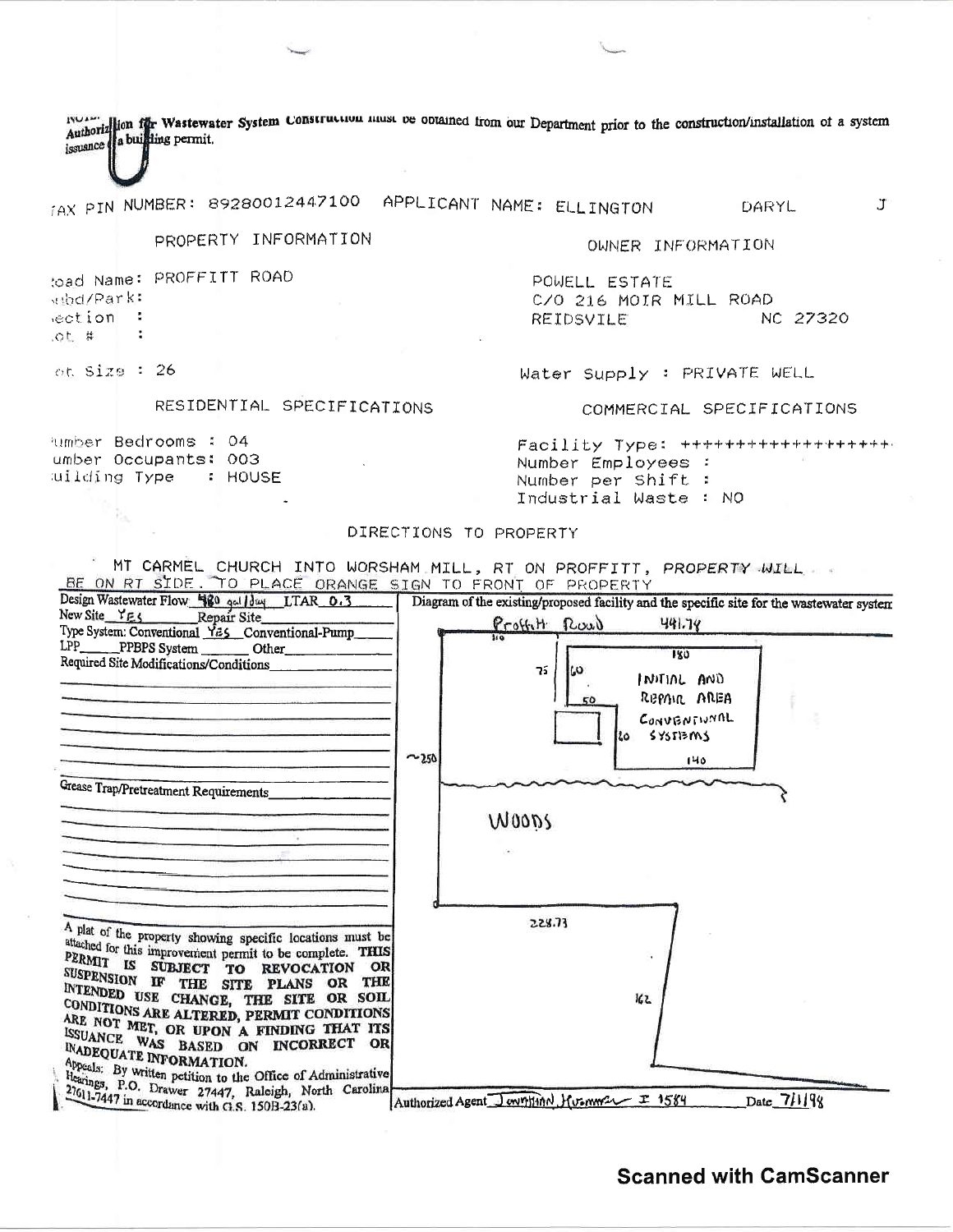NOTE: Authorization for Wastewater System Construction must be obtained from our Department prior to the construction/installation of a system issuance of a building permit.

TAX PIN NUMBER: 89280012447100 APPLICANT NAME: ELLINGTON DARYL J

PROPERTY INFORMATION

Road Name: PROFFITT ROAD
Subd/Park:
Section :
Lot # :

Lot Size : 26

OWNER INFORMATION

POWELL ESTATE
C/O 216 MOIR MILL ROAD
REIDSVILE NC 27320

Water Supply : PRIVATE WELL

RESIDENTIAL SPECIFICATIONS

Number Bedrooms : 04
Number Occupants: 003
Building Type : HOUSE

COMMERCIAL SPECIFICATIONS

Facility Type: +++++++++++++++++++
Number Employees :
Number per Shift :
Industrial Waste : NO

DIRECTIONS TO PROPERTY

MT CARMEL CHURCH INTO WORSHAM MILL, RT ON PROFFITT, PROPERTY WILL BE ON RT SIDE. TO PLACE ORANGE SIGN TO FRONT OF PROPERTY

Design Wastewater Flow 480 gal/day LTAR 0.3
New Site YES Repair Site
Type System: Conventional YES Conventional-Pump
LPP PPBPS System Other
Required Site Modifications/Conditions

Grease Trap/Pretreatment Requirements

A plat of the property showing specific locations must be attached for this improvement permit to be complete. **THIS PERMIT IS SUBJECT TO REVOCATION OR SUSPENSION IF THE SITE PLANS OR THE INTENDED USE CHANGE, THE SITE OR SOIL CONDITIONS ARE ALTERED, PERMIT CONDITIONS ARE NOT MET, OR UPON A FINDING THAT ITS ISSUANCE WAS BASED ON INCORRECT OR INADEQUATE INFORMATION.**

Appeals: By written petition to the Office of Administrative Hearings, P.O. Drawer 27447, Raleigh, North Carolina 27611-7447 in accordance with G.S. 150B-23(a).

Diagram of the existing/proposed facility and the specific site for the wastewater system

Proffitt Road 441.74
110
75 60 180
50
INITIAL AND REPAIR AREA CONVENTIONAL SYSTEMS
20
140
~250
WOODS
228.73
162

Authorized Agent Jonathan Hussman I 1584 Date 7/1/98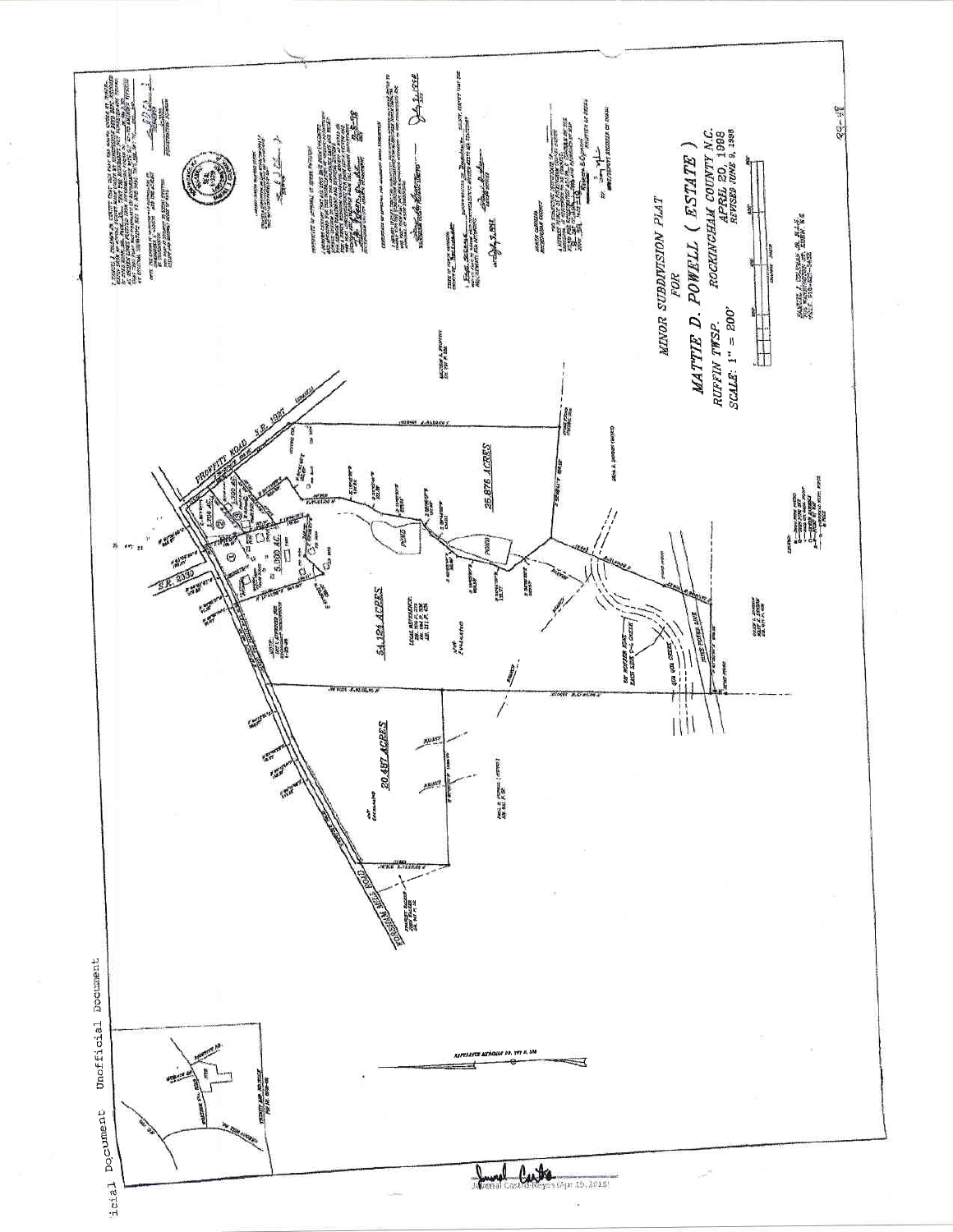# MINOR SUBDIVISION PLAT
## FOR
## MATTIE D. POWELL ( ESTATE )

RUFFIN TWSP. ROCKINGHAM COUNTY N.C.

SCALE: 1" = 200'

APRIL 20, 1998

REVISED JUNE 9, 1998

PROFFITT ROAD S.R. 1937

S.R. 2030

25.876 ACRES

54.124 ACRES

20.487 ACRES

5.000 AC.

POND

POND

Unofficial Document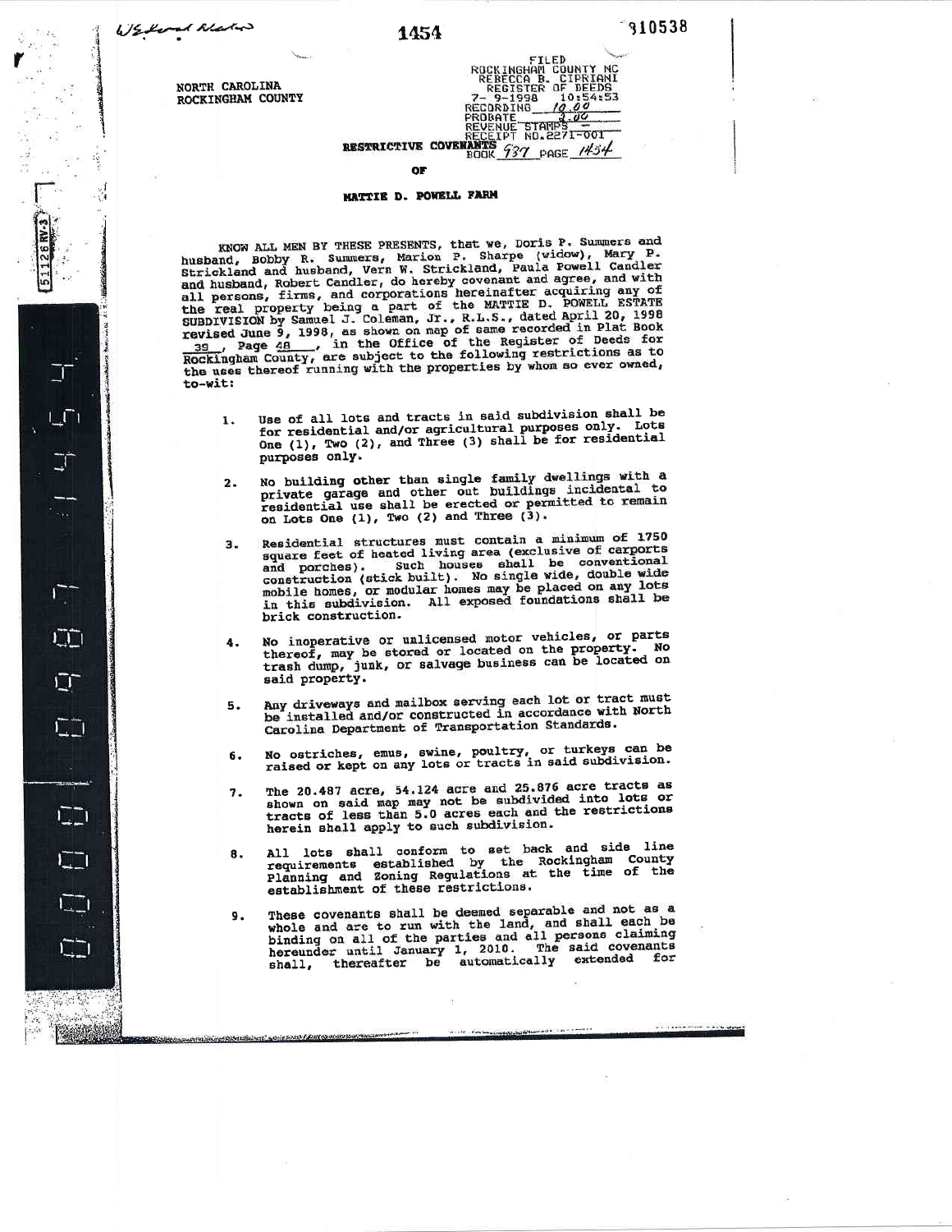NORTH CAROLINA
ROCKINGHAM COUNTY

FILED
ROCKINGHAM COUNTY NC
REBECCA B. CIPRIANI
REGISTER OF DEEDS
7-9-1998 10:54:53
RECORDING 10.00
PROBATE 2.00
REVENUE STAMPS -
RECEIPT NO.2271-001
BOOK 937 PAGE 1454

# RESTRICTIVE COVENANTS

OF

## MATTIE D. POWELL FARM

KNOW ALL MEN BY THESE PRESENTS, that we, Doris P. Summers and husband, Bobby R. Summers, Marion P. Sharpe (widow), Mary P. Strickland and husband, Vern W. Strickland, Paula Powell Candler and husband, Robert Candler, do hereby covenant and agree, and with all persons, firms, and corporations hereinafter acquiring any of the real property being a part of the MATTIE D. POWELL ESTATE SUBDIVISION by Samuel J. Coleman, Jr., R.L.S., dated April 20, 1998 revised June 9, 1998, as shown on map of same recorded in Plat Book 39 , Page 48 , in the Office of the Register of Deeds for Rockingham County, are subject to the following restrictions as to the uses thereof running with the properties by whom so ever owned, to-wit:

1. Use of all lots and tracts in said subdivision shall be for residential and/or agricultural purposes only. Lots One (1), Two (2), and Three (3) shall be for residential purposes only.
2. No building other than single family dwellings with a private garage and other out buildings incidental to residential use shall be erected or permitted to remain on Lots One (1), Two (2) and Three (3).
3. Residential structures must contain a minimum of 1750 square feet of heated living area (exclusive of carports and porches). Such houses shall be conventional construction (stick built). No single wide, double wide mobile homes, or modular homes may be placed on any lots in this subdivision. All exposed foundations shall be brick construction.
4. No inoperative or unlicensed motor vehicles, or parts thereof, may be stored or located on the property. No trash dump, junk, or salvage business can be located on said property.
5. Any driveways and mailbox serving each lot or tract must be installed and/or constructed in accordance with North Carolina Department of Transportation Standards.
6. No ostriches, emus, swine, poultry, or turkeys can be raised or kept on any lots or tracts in said subdivision.
7. The 20.487 acre, 54.124 acre and 25.876 acre tracts as shown on said map may not be subdivided into lots or tracts of less than 5.0 acres each and the restrictions herein shall apply to such subdivision.
8. All lots shall conform to set back and side line requirements established by the Rockingham County Planning and Zoning Regulations at the time of the establishment of these restrictions.
9. These covenants shall be deemed separable and not as a whole and are to run with the land, and shall each be binding on all of the parties and all persons claiming hereunder until January 1, 2010. The said covenants shall, thereafter be automatically extended for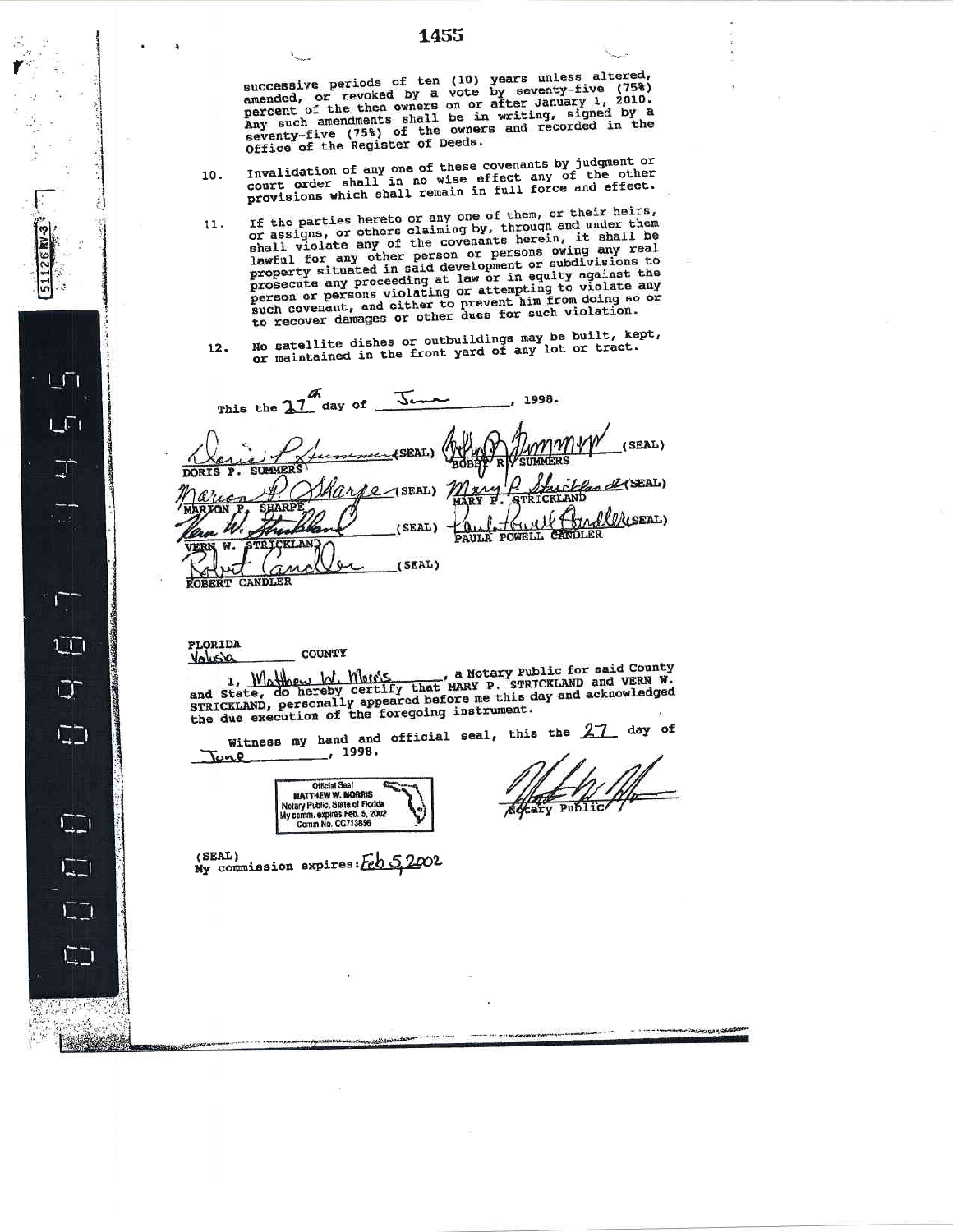successive periods of ten (10) years unless altered, amended, or revoked by a vote by seventy-five (75%) percent of the then owners on or after January 1, 2010. Any such amendments shall be in writing, signed by a seventy-five (75%) of the owners and recorded in the Office of the Register of Deeds.

10. Invalidation of any one of these covenants by judgment or court order shall in no wise effect any of the other provisions which shall remain in full force and effect.

11. If the parties hereto or any one of them, or their heirs, or assigns, or others claiming by, through and under them shall violate any of the covenants herein, it shall be lawful for any other person or persons owing any real property situated in said development or subdivisions to prosecute any proceeding at law or in equity against the person or persons violating or attempting to violate any such covenant, and either to prevent him from doing so or to recover damages or other dues for such violation.

12. No satellite dishes or outbuildings may be built, kept, or maintained in the front yard of any lot or tract.

This the 27th day of June, 1998.

(SEAL) DORIS P. SUMMERS (SEAL) BOBBY R. SUMMERS

(SEAL) MARION P. SHARPE (SEAL) MARY P. STRICKLAND

(SEAL) VERN W. STRICKLAND (SEAL) PAULA POWELL CANDLER

(SEAL) ROBERT CANDLER

FLORIDA
Volusia COUNTY

I, Matthew W. Morris, a Notary Public for said County and State, do hereby certify that MARY P. STRICKLAND and VERN W. STRICKLAND, personally appeared before me this day and acknowledged the due execution of the foregoing instrument.

Witness my hand and official seal, this the 27 day of June, 1998.

Official Seal
MATTHEW W. MORRIS
Notary Public, State of Florida
My comm. expires Feb. 5, 2002
Comm No. CC713856

Notary Public

(SEAL)
My commission expires: Feb 5, 2002